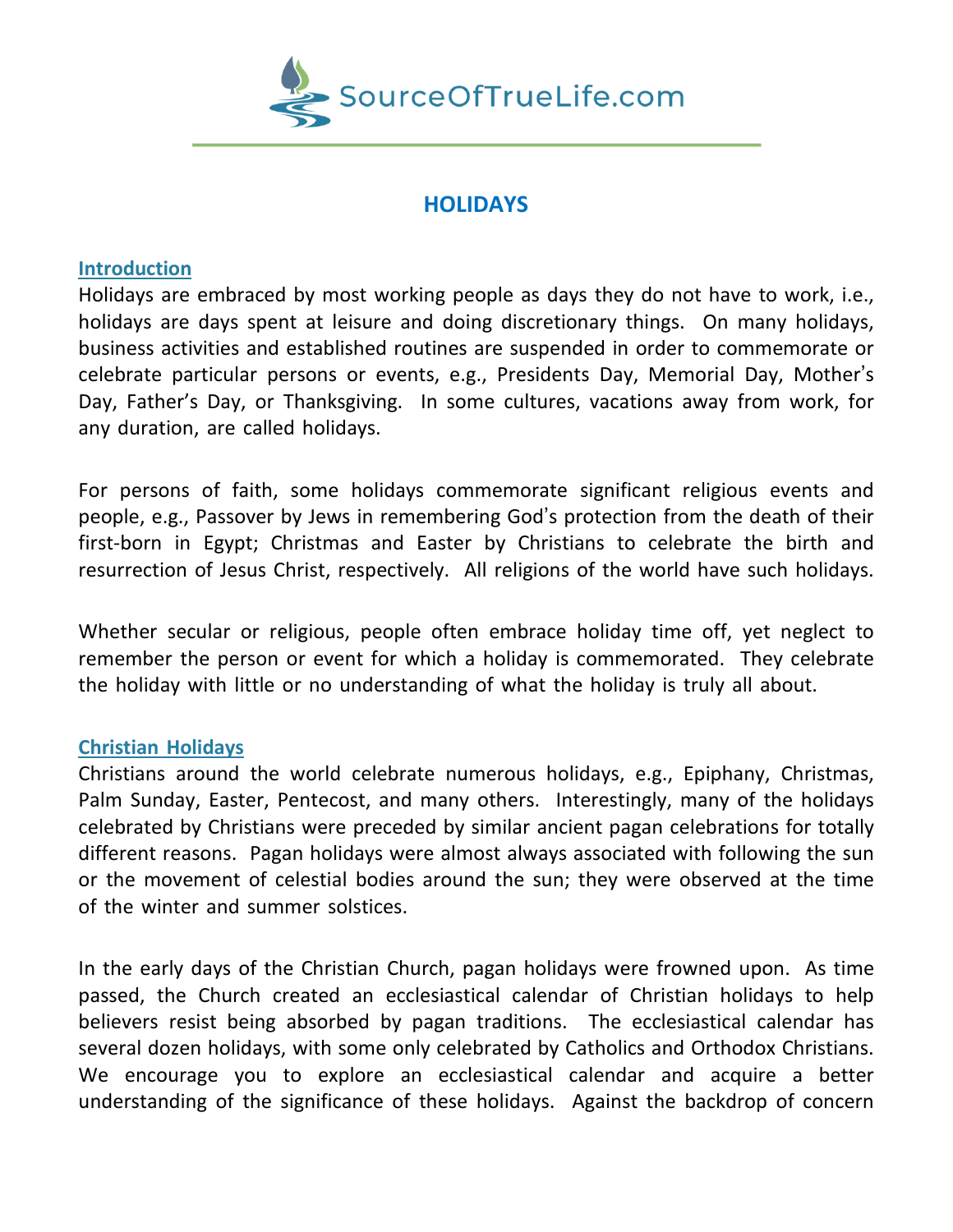# HOLIDAYS

## Introduction

Holidays are embraced by most working people as days they do not have to work, i.e., holidays are days spent at leisure and doing discretionary things. On many holidays, business activities and established routines are suspended in order to commemorate or celebrate particular persons or events, e.g., Presidents Day, Memorial Day, Mother's Day, Father's Day, or Thanksgiving. In some cultures, vacations away from work, for any duration, are called holidays.

For persons of faith, some holidays commemorate significant religious events and people, e.g., Passover by Jews in remembering God's protection from the death of their first-born in Egypt; Christmas and Easter by Christians to celebrate the birth and resurrection of Jesus Christ, respectively. All religions of the world have such holidays.

Whether secular or religious, people often embrace holiday time off, yet neglect to remember the person or event for which a holiday is commemorated. They celebrate the holiday with little or no understanding of what the holiday is truly all about.

## Christian Holidays

Christians around the world celebrate numerous holidays, e.g., Epiphany, Christmas, Palm Sunday, Easter, Pentecost, and many others. Interestingly, many of the holidays celebrated by Christians were preceded by similar ancient pagan celebrations for totally different reasons. Pagan holidays were almost always associated with following the sun or the movement of celestial bodies around the sun; they were observed at the time of the winter and summer solstices.

In the early days of the Christian Church, pagan holidays were frowned upon. As time passed, the Church created an ecclesiastical calendar of Christian holidays to help believers resist being absorbed by pagan traditions. The ecclesiastical calendar has several dozen holidays, with some only celebrated by Catholics and Orthodox Christians. We encourage you to explore an ecclesiastical calendar and acquire a better understanding of the significance of these holidays. Against the backdrop of concern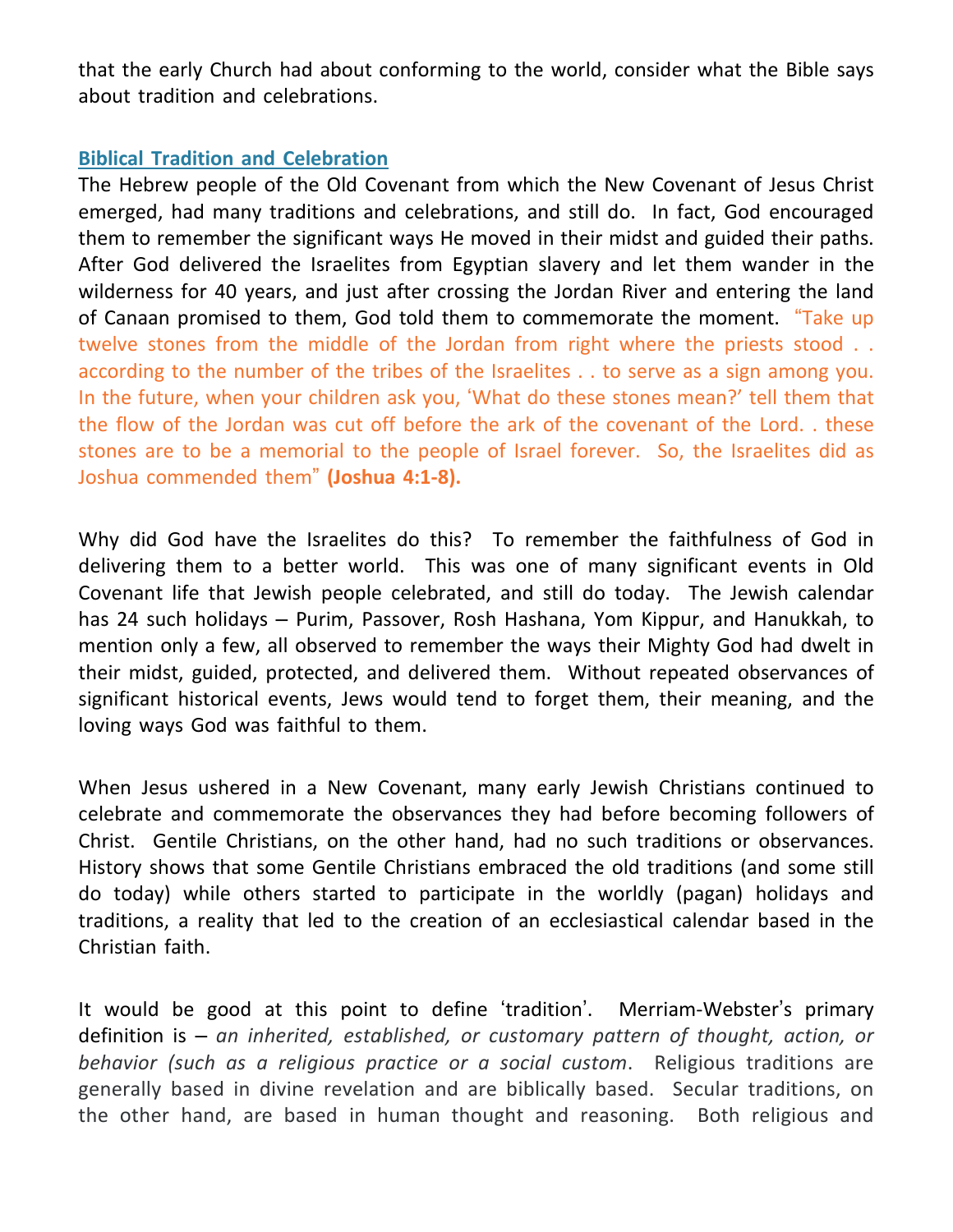that the early Church had about conforming to the world, consider what the Bible says about tradition and celebrations.

## Biblical Tradition and Celebration

The Hebrew people of the Old Covenant from which the New Covenant of Jesus Christ emerged, had many traditions and celebrations, and still do. In fact, God encouraged them to remember the significant ways He moved in their midst and guided their paths. After God delivered the Israelites from Egyptian slavery and let them wander in the wilderness for 40 years, and just after crossing the Jordan River and entering the land of Canaan promised to them, God told them to commemorate the moment. "Take up twelve stones from the middle of the Jordan from right where the priests stood . . according to the number of the tribes of the Israelites . . to serve as a sign among you. In the future, when your children ask you, 'What do these stones mean?' tell them that the flow of the Jordan was cut off before the ark of the covenant of the Lord. . these stones are to be a memorial to the people of Israel forever. So, the Israelites did as Joshua commended them" **(Joshua 4:1-8).**

Why did God have the Israelites do this? To remember the faithfulness of God in delivering them to a better world. This was one of many significant events in Old Covenant life that Jewish people celebrated, and still do today. The Jewish calendar has 24 such holidays – Purim, Passover, Rosh Hashana, Yom Kippur, and Hanukkah, to mention only a few, all observed to remember the ways their Mighty God had dwelt in their midst, guided, protected, and delivered them. Without repeated observances of significant historical events, Jews would tend to forget them, their meaning, and the loving ways God was faithful to them.

When Jesus ushered in a New Covenant, many early Jewish Christians continued to celebrate and commemorate the observances they had before becoming followers of Christ. Gentile Christians, on the other hand, had no such traditions or observances. History shows that some Gentile Christians embraced the old traditions (and some still do today) while others started to participate in the worldly (pagan) holidays and traditions, a reality that led to the creation of an ecclesiastical calendar based in the Christian faith.

It would be good at this point to define 'tradition'. Merriam-Webster's primary definition is – *an inherited, established, or customary pattern of thought, action, or behavior (such as a religious practice or a social custom*. Religious traditions are generally based in divine revelation and are biblically based. Secular traditions, on the other hand, are based in human thought and reasoning. Both religious and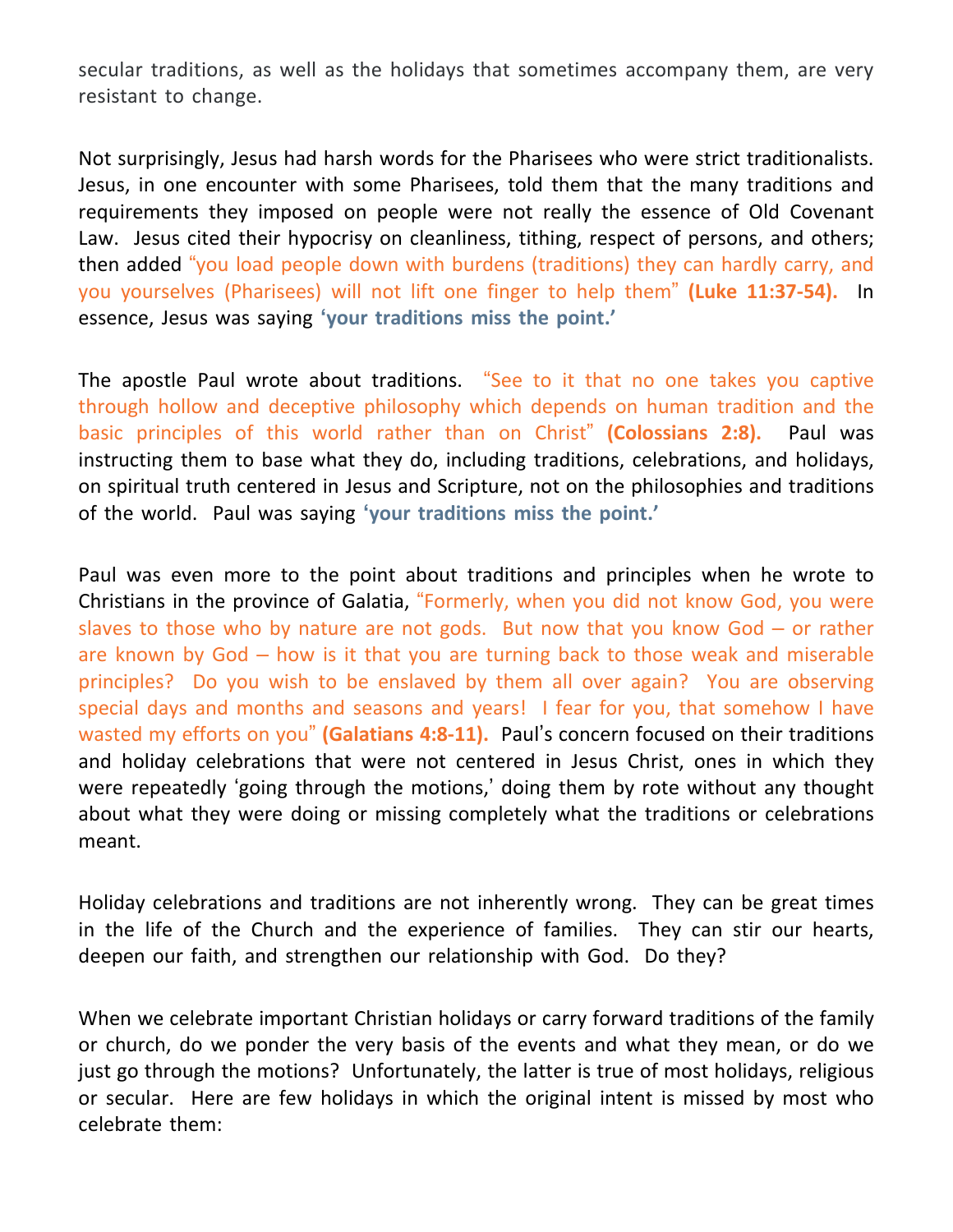secular traditions, as well as the holidays that sometimes accompany them, are very resistant to change.

Not surprisingly, Jesus had harsh words for the Pharisees who were strict traditionalists. Jesus, in one encounter with some Pharisees, told them that the many traditions and requirements they imposed on people were not really the essence of Old Covenant Law. Jesus cited their hypocrisy on cleanliness, tithing, respect of persons, and others; then added "you load people down with burdens (traditions) they can hardly carry, and you yourselves (Pharisees) will not lift one finger to help them" **(Luke 11:37-54).** In essence, Jesus was saying **'your traditions miss the point.'**

The apostle Paul wrote about traditions. "See to it that no one takes you captive through hollow and deceptive philosophy which depends on human tradition and the basic principles of this world rather than on Christ" **(Colossians 2:8).** Paul was instructing them to base what they do, including traditions, celebrations, and holidays, on spiritual truth centered in Jesus and Scripture, not on the philosophies and traditions of the world. Paul was saying **'your traditions miss the point.'**

Paul was even more to the point about traditions and principles when he wrote to Christians in the province of Galatia, "Formerly, when you did not know God, you were slaves to those who by nature are not gods. But now that you know God – or rather are known by God – how is it that you are turning back to those weak and miserable principles? Do you wish to be enslaved by them all over again? You are observing special days and months and seasons and years! I fear for you, that somehow I have wasted my efforts on you" **(Galatians 4:8-11).** Paul's concern focused on their traditions and holiday celebrations that were not centered in Jesus Christ, ones in which they were repeatedly 'going through the motions,' doing them by rote without any thought about what they were doing or missing completely what the traditions or celebrations meant.

Holiday celebrations and traditions are not inherently wrong. They can be great times in the life of the Church and the experience of families. They can stir our hearts, deepen our faith, and strengthen our relationship with God. Do they?

When we celebrate important Christian holidays or carry forward traditions of the family or church, do we ponder the very basis of the events and what they mean, or do we just go through the motions? Unfortunately, the latter is true of most holidays, religious or secular. Here are few holidays in which the original intent is missed by most who celebrate them: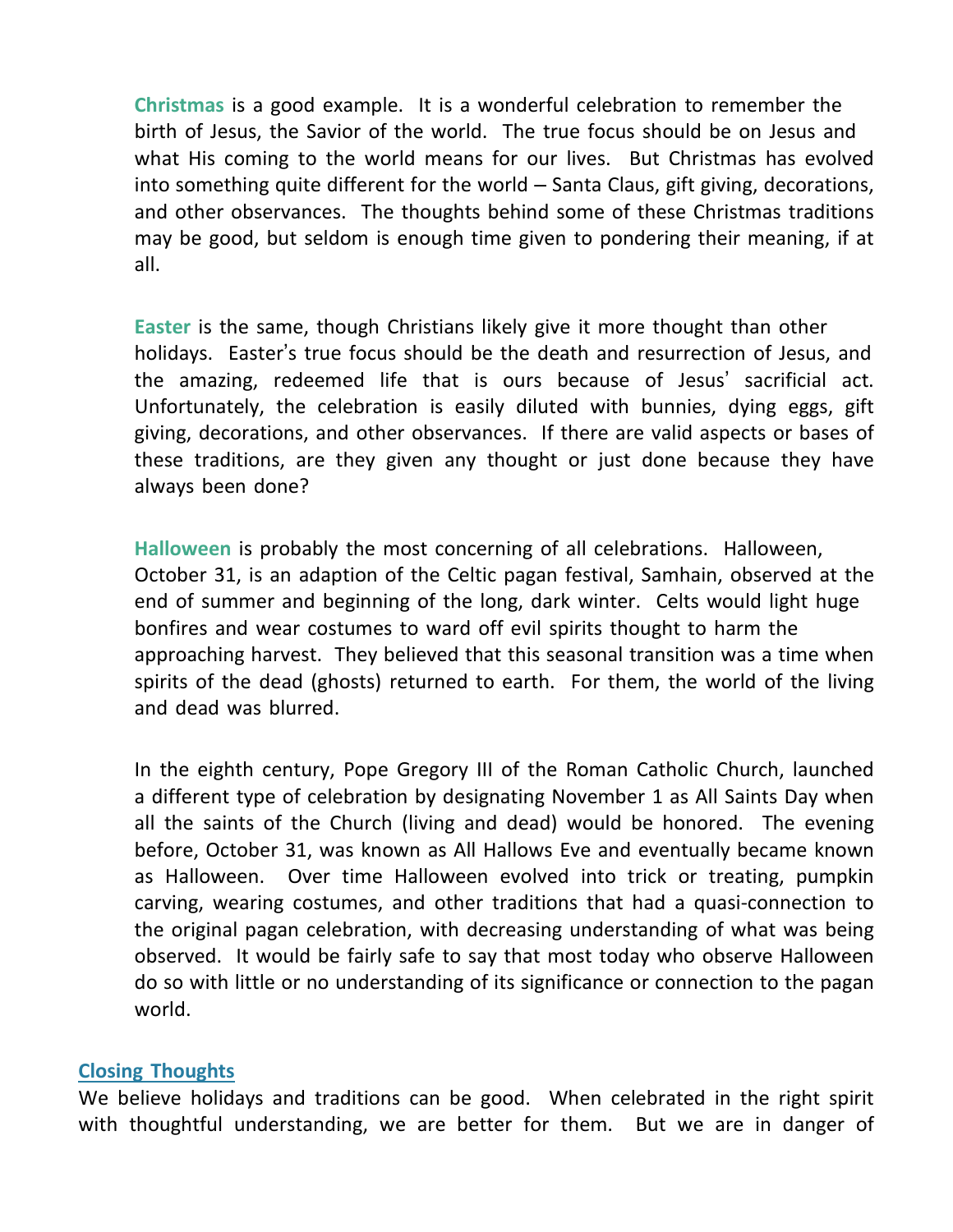**Christmas** is a good example. It is a wonderful celebration to remember the birth of Jesus, the Savior of the world. The true focus should be on Jesus and what His coming to the world means for our lives. But Christmas has evolved into something quite different for the world – Santa Claus, gift giving, decorations, and other observances. The thoughts behind some of these Christmas traditions may be good, but seldom is enough time given to pondering their meaning, if at all.

**Easter** is the same, though Christians likely give it more thought than other holidays. Easter's true focus should be the death and resurrection of Jesus, and the amazing, redeemed life that is ours because of Jesus' sacrificial act. Unfortunately, the celebration is easily diluted with bunnies, dying eggs, gift giving, decorations, and other observances. If there are valid aspects or bases of these traditions, are they given any thought or just done because they have always been done?

**Halloween** is probably the most concerning of all celebrations. Halloween, October 31, is an adaption of the Celtic pagan festival, Samhain, observed at the end of summer and beginning of the long, dark winter. Celts would light huge bonfires and wear costumes to ward off evil spirits thought to harm the approaching harvest. They believed that this seasonal transition was a time when spirits of the dead (ghosts) returned to earth. For them, the world of the living and dead was blurred.

In the eighth century, Pope Gregory III of the Roman Catholic Church, launched a different type of celebration by designating November 1 as All Saints Day when all the saints of the Church (living and dead) would be honored. The evening before, October 31, was known as All Hallows Eve and eventually became known as Halloween. Over time Halloween evolved into trick or treating, pumpkin carving, wearing costumes, and other traditions that had a quasi-connection to the original pagan celebration, with decreasing understanding of what was being observed. It would be fairly safe to say that most today who observe Halloween do so with little or no understanding of its significance or connection to the pagan world.

## Closing Thoughts

We believe holidays and traditions can be good. When celebrated in the right spirit with thoughtful understanding, we are better for them. But we are in danger of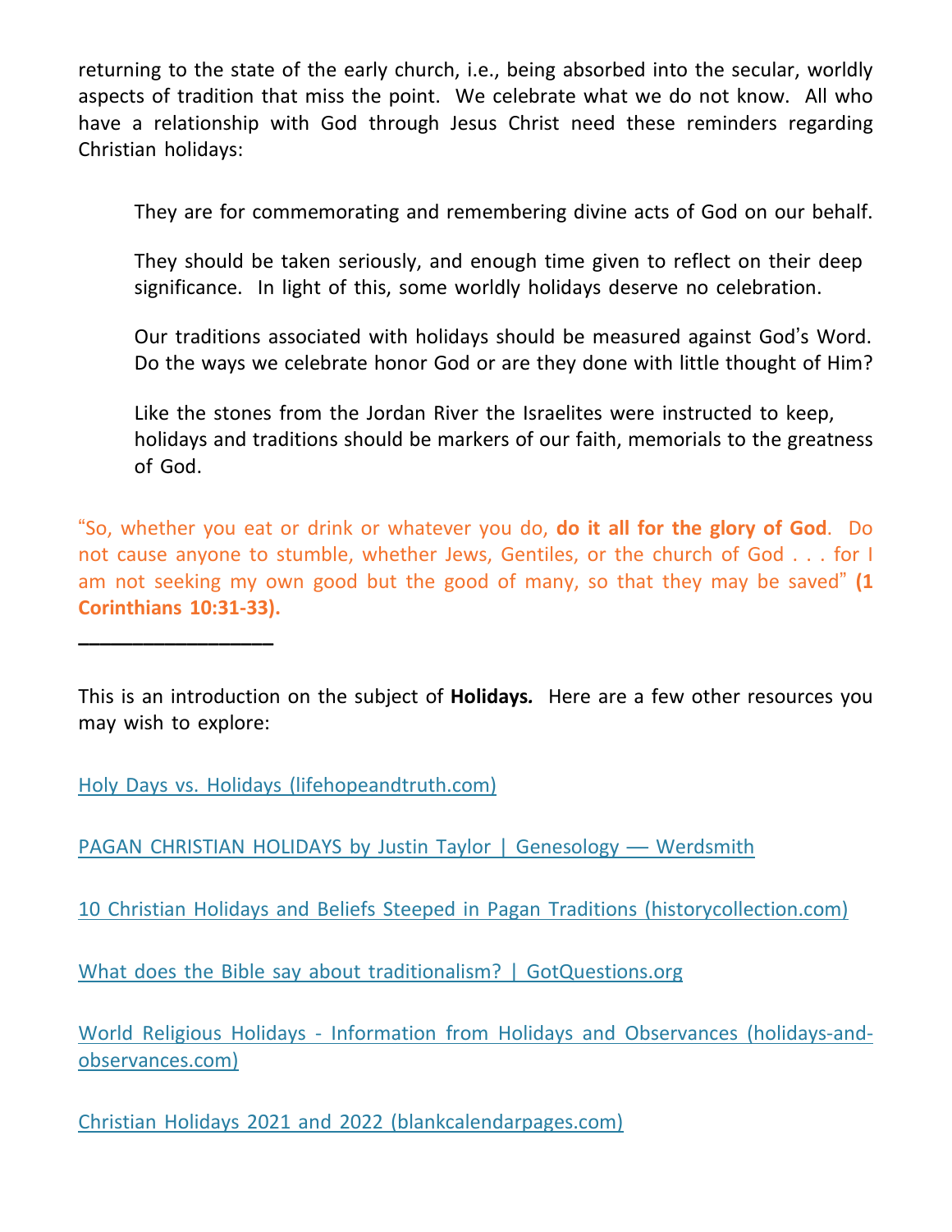returning to the state of the early church, i.e., being absorbed into the secular, worldly aspects of tradition that miss the point. We celebrate what we do not know. All who have a relationship with God through Jesus Christ need these reminders regarding Christian holidays:

> They are for commemorating and remembering divine acts of God on our behalf.
>
> They should be taken seriously, and enough time given to reflect on their deep significance. In light of this, some worldly holidays deserve no celebration.
>
> Our traditions associated with holidays should be measured against God's Word. Do the ways we celebrate honor God or are they done with little thought of Him?
>
> Like the stones from the Jordan River the Israelites were instructed to keep, holidays and traditions should be markers of our faith, memorials to the greatness of God.

"So, whether you eat or drink or whatever you do, **do it all for the glory of God**. Do not cause anyone to stumble, whether Jews, Gentiles, or the church of God . . . for I am not seeking my own good but the good of many, so that they may be saved" **(1 Corinthians 10:31-33).**

\_\_\_\_\_\_\_\_\_\_\_\_\_\_\_\_\_\_\_\_

This is an introduction on the subject of **Holidays.** Here are a few other resources you may wish to explore:

Holy Days vs. Holidays (lifehopeandtruth.com)

PAGAN CHRISTIAN HOLIDAYS by Justin Taylor | Genesology — Werdsmith

10 Christian Holidays and Beliefs Steeped in Pagan Traditions (historycollection.com)

What does the Bible say about traditionalism? | GotQuestions.org

World Religious Holidays - Information from Holidays and Observances (holidays-and-observances.com)

Christian Holidays 2021 and 2022 (blankcalendarpages.com)